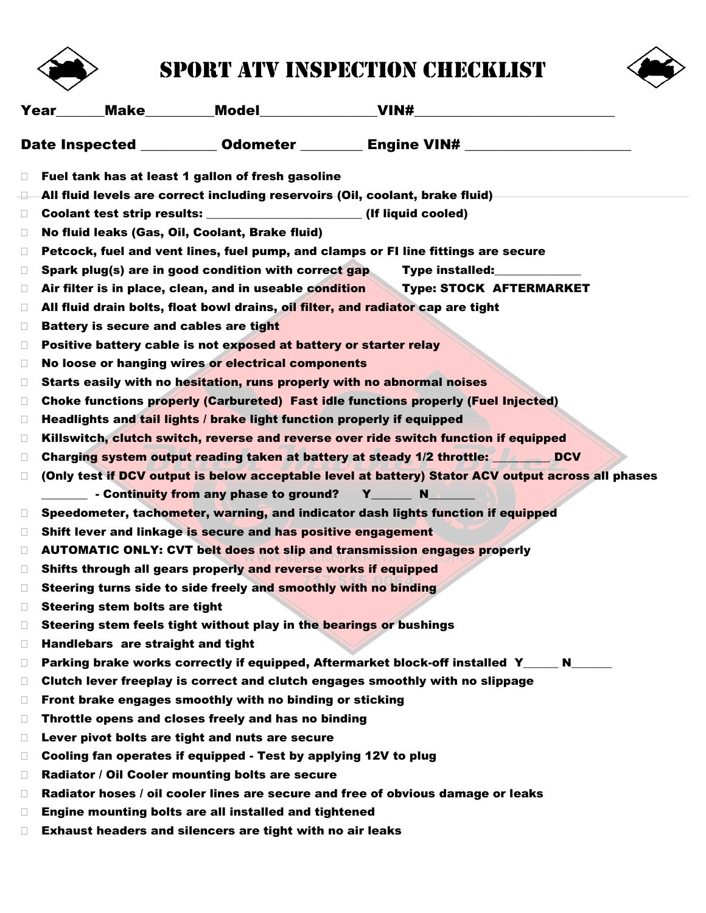# SPORT ATV INSPECTION CHECKLIST

**Year______Make_________Model_______________VIN#___________________________**

**Date Inspected __________ Odometer ________ Engine VIN# ______________________**

- ☐ Fuel tank has at least 1 gallon of fresh gasoline
- ☐ All fluid levels are correct including reservoirs (Oil, coolant, brake fluid)
- ☐ Coolant test strip results: _______________________ (If liquid cooled)
- ☐ No fluid leaks (Gas, Oil, Coolant, Brake fluid)
- ☐ Petcock, fuel and vent lines, fuel pump, and clamps or FI line fittings are secure
- ☐ Spark plug(s) are in good condition with correct gap Type installed:_____________
- ☐ Air filter is in place, clean, and in useable condition Type: STOCK AFTERMARKET
- ☐ All fluid drain bolts, float bowl drains, oil filter, and radiator cap are tight
- ☐ Battery is secure and cables are tight
- ☐ Positive battery cable is not exposed at battery or starter relay
- ☐ No loose or hanging wires or electrical components
- ☐ Starts easily with no hesitation, runs properly with no abnormal noises
- ☐ Choke functions properly (Carbureted) Fast idle functions properly (Fuel Injected)
- ☐ Headlights and tail lights / brake light function properly if equipped
- ☐ Killswitch, clutch switch, reverse and reverse over ride switch function if equipped
- ☐ Charging system output reading taken at battery at steady 1/2 throttle: _________DCV
- ☐ (Only test if DCV output is below acceptable level at battery) Stator ACV output across all phases _______ - Continuity from any phase to ground? Y______ N_______
- ☐ Speedometer, tachometer, warning, and indicator dash lights function if equipped
- ☐ Shift lever and linkage is secure and has positive engagement
- ☐ AUTOMATIC ONLY: CVT belt does not slip and transmission engages properly
- ☐ Shifts through all gears properly and reverse works if equipped
- ☐ Steering turns side to side freely and smoothly with no binding
- ☐ Steering stem bolts are tight
- ☐ Steering stem feels tight without play in the bearings or bushings
- ☐ Handlebars are straight and tight
- ☐ Parking brake works correctly if equipped, Aftermarket block-off installed Y_____ N______
- ☐ Clutch lever freeplay is correct and clutch engages smoothly with no slippage
- ☐ Front brake engages smoothly with no binding or sticking
- ☐ Throttle opens and closes freely and has no binding
- ☐ Lever pivot bolts are tight and nuts are secure
- ☐ Cooling fan operates if equipped - Test by applying 12V to plug
- ☐ Radiator / Oil Cooler mounting bolts are secure
- ☐ Radiator hoses / oil cooler lines are secure and free of obvious damage or leaks
- ☐ Engine mounting bolts are all installed and tightened
- ☐ Exhaust headers and silencers are tight with no air leaks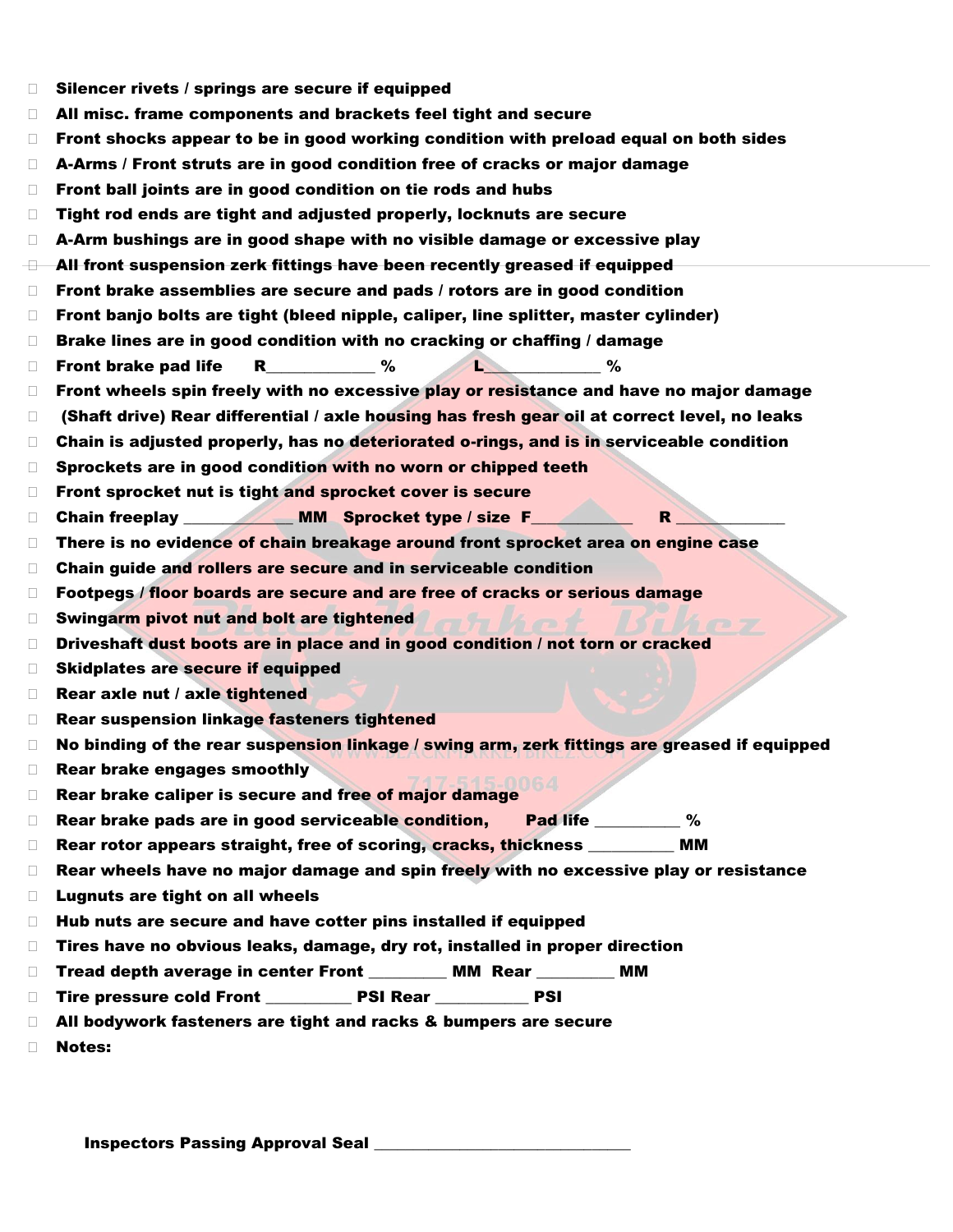- ☐ **Silencer rivets / springs are secure if equipped**
- ☐ **All misc. frame components and brackets feel tight and secure**
- ☐ **Front shocks appear to be in good working condition with preload equal on both sides**
- ☐ **A-Arms / Front struts are in good condition free of cracks or major damage**
- ☐ **Front ball joints are in good condition on tie rods and hubs**
- ☐ **Tight rod ends are tight and adjusted properly, locknuts are secure**
- ☐ **A-Arm bushings are in good shape with no visible damage or excessive play**
- ☐ **All front suspension zerk fittings have been recently greased if equipped**
- ☐ **Front brake assemblies are secure and pads / rotors are in good condition**
- ☐ **Front banjo bolts are tight (bleed nipple, caliper, line splitter, master cylinder)**
- ☐ **Brake lines are in good condition with no cracking or chaffing / damage**
- ☐ **Front brake pad life R_____________ % L______________ %**
- ☐ **Front wheels spin freely with no excessive play or resistance and have no major damage**
- ☐ **(Shaft drive) Rear differential / axle housing has fresh gear oil at correct level, no leaks**
- ☐ **Chain is adjusted properly, has no deteriorated o-rings, and is in serviceable condition**
- ☐ **Sprockets are in good condition with no worn or chipped teeth**
- ☐ **Front sprocket nut is tight and sprocket cover is secure**
- ☐ **Chain freeplay _____________ MM Sprocket type / size F____________ R _____________**
- ☐ **There is no evidence of chain breakage around front sprocket area on engine case**
- ☐ **Chain guide and rollers are secure and in serviceable condition**
- ☐ **Footpegs / floor boards are secure and are free of cracks or serious damage**
- ☐ **Swingarm pivot nut and bolt are tightened**
- ☐ **Driveshaft dust boots are in place and in good condition / not torn or cracked**
- ☐ **Skidplates are secure if equipped**
- ☐ **Rear axle nut / axle tightened**
- ☐ **Rear suspension linkage fasteners tightened**
- ☐ **No binding of the rear suspension linkage / swing arm, zerk fittings are greased if equipped**
- ☐ **Rear brake engages smoothly**
- ☐ **Rear brake caliper is secure and free of major damage**
- ☐ **Rear brake pads are in good serviceable condition, Pad life __________ %**
- ☐ **Rear rotor appears straight, free of scoring, cracks, thickness __________ MM**
- ☐ **Rear wheels have no major damage and spin freely with no excessive play or resistance**
- ☐ **Lugnuts are tight on all wheels**
- ☐ **Hub nuts are secure and have cotter pins installed if equipped**
- ☐ **Tires have no obvious leaks, damage, dry rot, installed in proper direction**
- ☐ **Tread depth average in center Front _________ MM Rear _________ MM**
- ☐ **Tire pressure cold Front __________ PSI Rear ___________ PSI**
- ☐ **All bodywork fasteners are tight and racks & bumpers are secure**
- ☐ **Notes:**

**Inspectors Passing Approval Seal ______________________________**